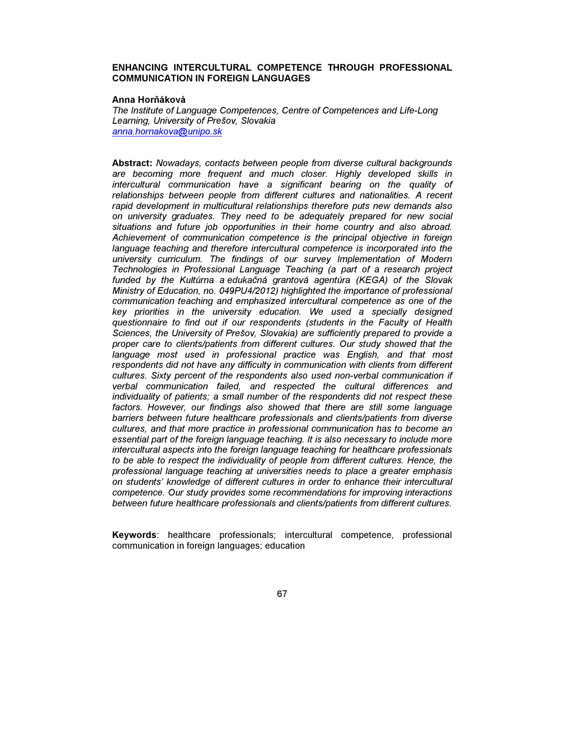# ENHANCING INTERCULTURAL COMPETENCE THROUGH PROFESSIONAL COMMUNICATION IN FOREIGN LANGUAGES

**Anna Horňáková**

*The Institute of Language Competences, Centre of Competences and Life-Long Learning, University of Prešov, Slovakia*
anna.hornakova@unipo.sk

**Abstract:** *Nowadays, contacts between people from diverse cultural backgrounds are becoming more frequent and much closer. Highly developed skills in intercultural communication have a significant bearing on the quality of relationships between people from different cultures and nationalities. A recent rapid development in multicultural relationships therefore puts new demands also on university graduates. They need to be adequately prepared for new social situations and future job opportunities in their home country and also abroad. Achievement of communication competence is the principal objective in foreign language teaching and therefore intercultural competence is incorporated into the university curriculum. The findings of our survey Implementation of Modern Technologies in Professional Language Teaching (a part of a research project funded by the Kultúrna a edukačná grantová agentúra (KEGA) of the Slovak Ministry of Education, no. 049PU4/2012) highlighted the importance of professional communication teaching and emphasized intercultural competence as one of the key priorities in the university education. We used a specially designed questionnaire to find out if our respondents (students in the Faculty of Health Sciences, the University of Prešov, Slovakia) are sufficiently prepared to provide a proper care to clients/patients from different cultures. Our study showed that the language most used in professional practice was English, and that most respondents did not have any difficulty in communication with clients from different cultures. Sixty percent of the respondents also used non-verbal communication if verbal communication failed, and respected the cultural differences and individuality of patients; a small number of the respondents did not respect these factors. However, our findings also showed that there are still some language barriers between future healthcare professionals and clients/patients from diverse cultures, and that more practice in professional communication has to become an essential part of the foreign language teaching. It is also necessary to include more intercultural aspects into the foreign language teaching for healthcare professionals to be able to respect the individuality of people from different cultures. Hence, the professional language teaching at universities needs to place a greater emphasis on students' knowledge of different cultures in order to enhance their intercultural competence. Our study provides some recommendations for improving interactions between future healthcare professionals and clients/patients from different cultures.*

**Keywords**: healthcare professionals; intercultural competence, professional communication in foreign languages; education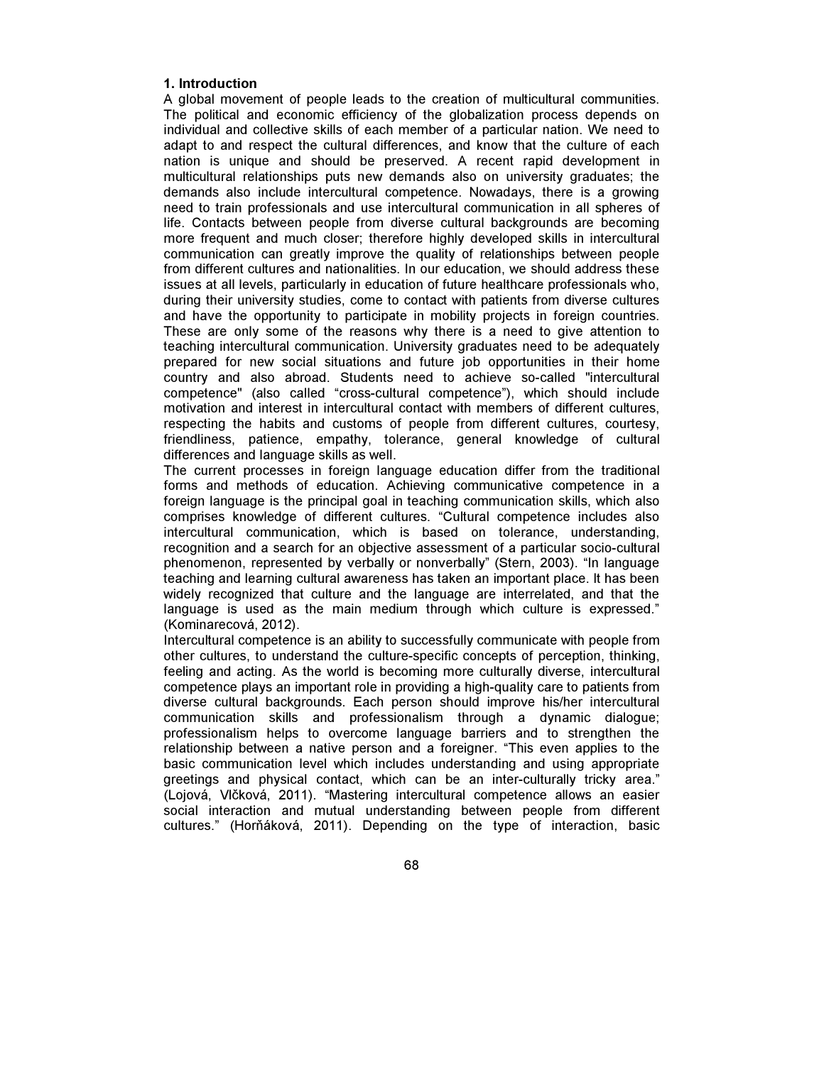## 1. Introduction

A global movement of people leads to the creation of multicultural communities. The political and economic efficiency of the globalization process depends on individual and collective skills of each member of a particular nation. We need to adapt to and respect the cultural differences, and know that the culture of each nation is unique and should be preserved. A recent rapid development in multicultural relationships puts new demands also on university graduates; the demands also include intercultural competence. Nowadays, there is a growing need to train professionals and use intercultural communication in all spheres of life. Contacts between people from diverse cultural backgrounds are becoming more frequent and much closer; therefore highly developed skills in intercultural communication can greatly improve the quality of relationships between people from different cultures and nationalities. In our education, we should address these issues at all levels, particularly in education of future healthcare professionals who, during their university studies, come to contact with patients from diverse cultures and have the opportunity to participate in mobility projects in foreign countries. These are only some of the reasons why there is a need to give attention to teaching intercultural communication. University graduates need to be adequately prepared for new social situations and future job opportunities in their home country and also abroad. Students need to achieve so-called "intercultural competence" (also called "cross-cultural competence"), which should include motivation and interest in intercultural contact with members of different cultures, respecting the habits and customs of people from different cultures, courtesy, friendliness, patience, empathy, tolerance, general knowledge of cultural differences and language skills as well.

The current processes in foreign language education differ from the traditional forms and methods of education. Achieving communicative competence in a foreign language is the principal goal in teaching communication skills, which also comprises knowledge of different cultures. "Cultural competence includes also intercultural communication, which is based on tolerance, understanding, recognition and a search for an objective assessment of a particular socio-cultural phenomenon, represented by verbally or nonverbally" (Stern, 2003). "In language teaching and learning cultural awareness has taken an important place. It has been widely recognized that culture and the language are interrelated, and that the language is used as the main medium through which culture is expressed." (Kominarecová, 2012).

Intercultural competence is an ability to successfully communicate with people from other cultures, to understand the culture-specific concepts of perception, thinking, feeling and acting. As the world is becoming more culturally diverse, intercultural competence plays an important role in providing a high-quality care to patients from diverse cultural backgrounds. Each person should improve his/her intercultural communication skills and professionalism through a dynamic dialogue; professionalism helps to overcome language barriers and to strengthen the relationship between a native person and a foreigner. "This even applies to the basic communication level which includes understanding and using appropriate greetings and physical contact, which can be an inter-culturally tricky area." (Lojová, Vlčková, 2011). "Mastering intercultural competence allows an easier social interaction and mutual understanding between people from different cultures." (Horňáková, 2011). Depending on the type of interaction, basic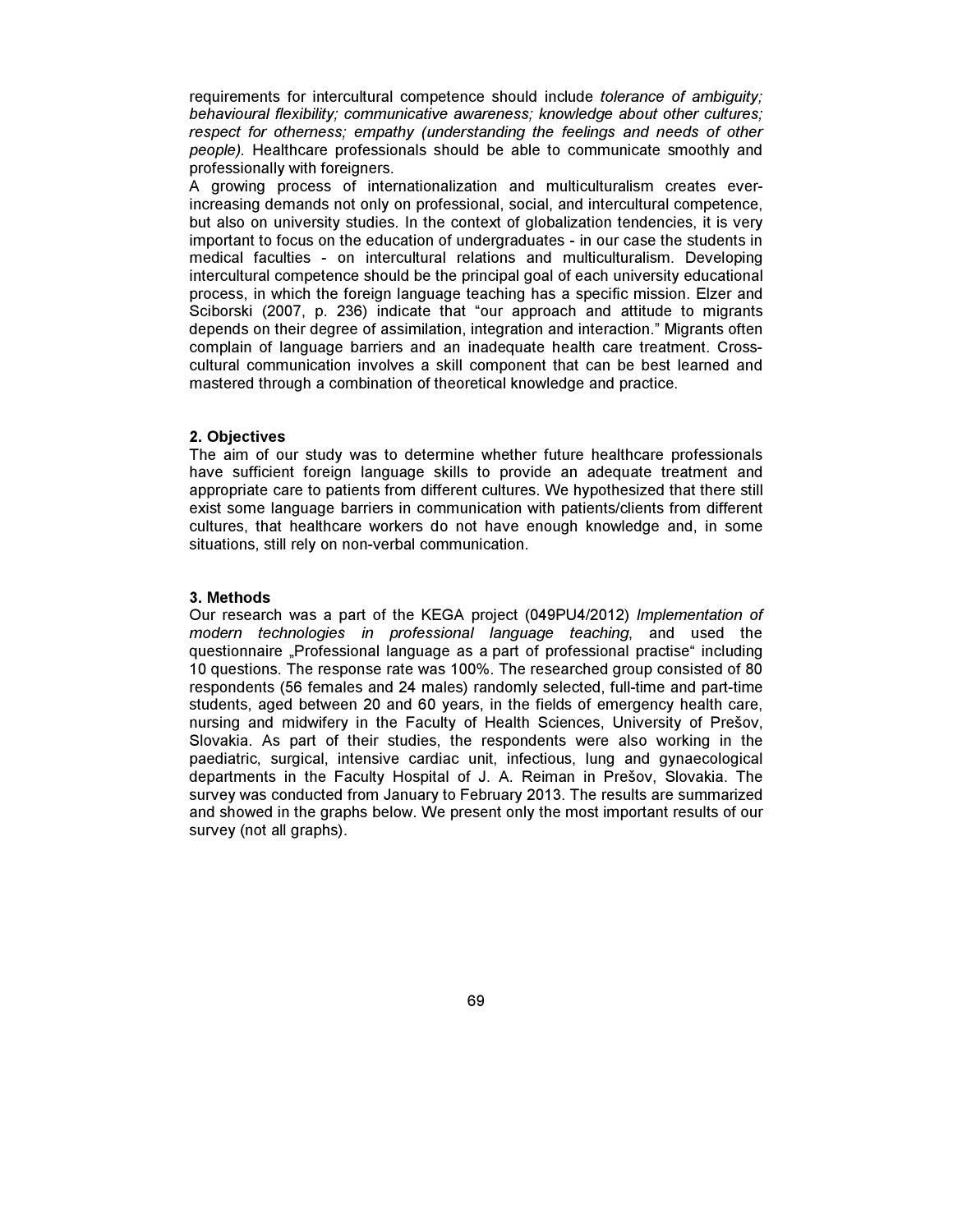requirements for intercultural competence should include *tolerance of ambiguity; behavioural flexibility; communicative awareness; knowledge about other cultures; respect for otherness; empathy (understanding the feelings and needs of other people).* Healthcare professionals should be able to communicate smoothly and professionally with foreigners.

A growing process of internationalization and multiculturalism creates ever-increasing demands not only on professional, social, and intercultural competence, but also on university studies. In the context of globalization tendencies, it is very important to focus on the education of undergraduates - in our case the students in medical faculties - on intercultural relations and multiculturalism. Developing intercultural competence should be the principal goal of each university educational process, in which the foreign language teaching has a specific mission. Elzer and Sciborski (2007, p. 236) indicate that "our approach and attitude to migrants depends on their degree of assimilation, integration and interaction." Migrants often complain of language barriers and an inadequate health care treatment. Cross-cultural communication involves a skill component that can be best learned and mastered through a combination of theoretical knowledge and practice.

## 2. Objectives

The aim of our study was to determine whether future healthcare professionals have sufficient foreign language skills to provide an adequate treatment and appropriate care to patients from different cultures. We hypothesized that there still exist some language barriers in communication with patients/clients from different cultures, that healthcare workers do not have enough knowledge and, in some situations, still rely on non-verbal communication.

## 3. Methods

Our research was a part of the KEGA project (049PU4/2012) *Implementation of modern technologies in professional language teaching*, and used the questionnaire „Professional language as a part of professional practise" including 10 questions. The response rate was 100%. The researched group consisted of 80 respondents (56 females and 24 males) randomly selected, full-time and part-time students, aged between 20 and 60 years, in the fields of emergency health care, nursing and midwifery in the Faculty of Health Sciences, University of Prešov, Slovakia. As part of their studies, the respondents were also working in the paediatric, surgical, intensive cardiac unit, infectious, lung and gynaecological departments in the Faculty Hospital of J. A. Reiman in Prešov, Slovakia. The survey was conducted from January to February 2013. The results are summarized and showed in the graphs below. We present only the most important results of our survey (not all graphs).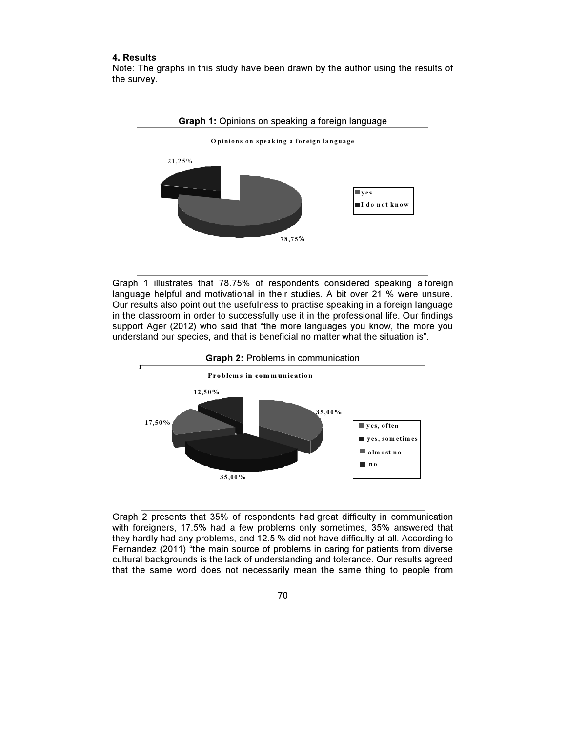### 4. Results

Note: The graphs in this study have been drawn by the author using the results of the survey.

**Graph 1:** Opinions on speaking a foreign language

Opinions on speaking a foreign language

21,25%

78,75%

yes

I do not know

Graph 1 illustrates that 78.75% of respondents considered speaking a foreign language helpful and motivational in their studies. A bit over 21 % were unsure. Our results also point out the usefulness to practise speaking in a foreign language in the classroom in order to successfully use it in the professional life. Our findings support Ager (2012) who said that "the more languages you know, the more you understand our species, and that is beneficial no matter what the situation is".

**Graph 2:** Problems in communication

Problems in communication

12,50%

35,00%

17,50%

35,00%

yes, often

yes, sometimes

almost no

no

Graph 2 presents that 35% of respondents had great difficulty in communication with foreigners, 17.5% had a few problems only sometimes, 35% answered that they hardly had any problems, and 12.5 % did not have difficulty at all. According to Fernandez (2011) "the main source of problems in caring for patients from diverse cultural backgrounds is the lack of understanding and tolerance. Our results agreed that the same word does not necessarily mean the same thing to people from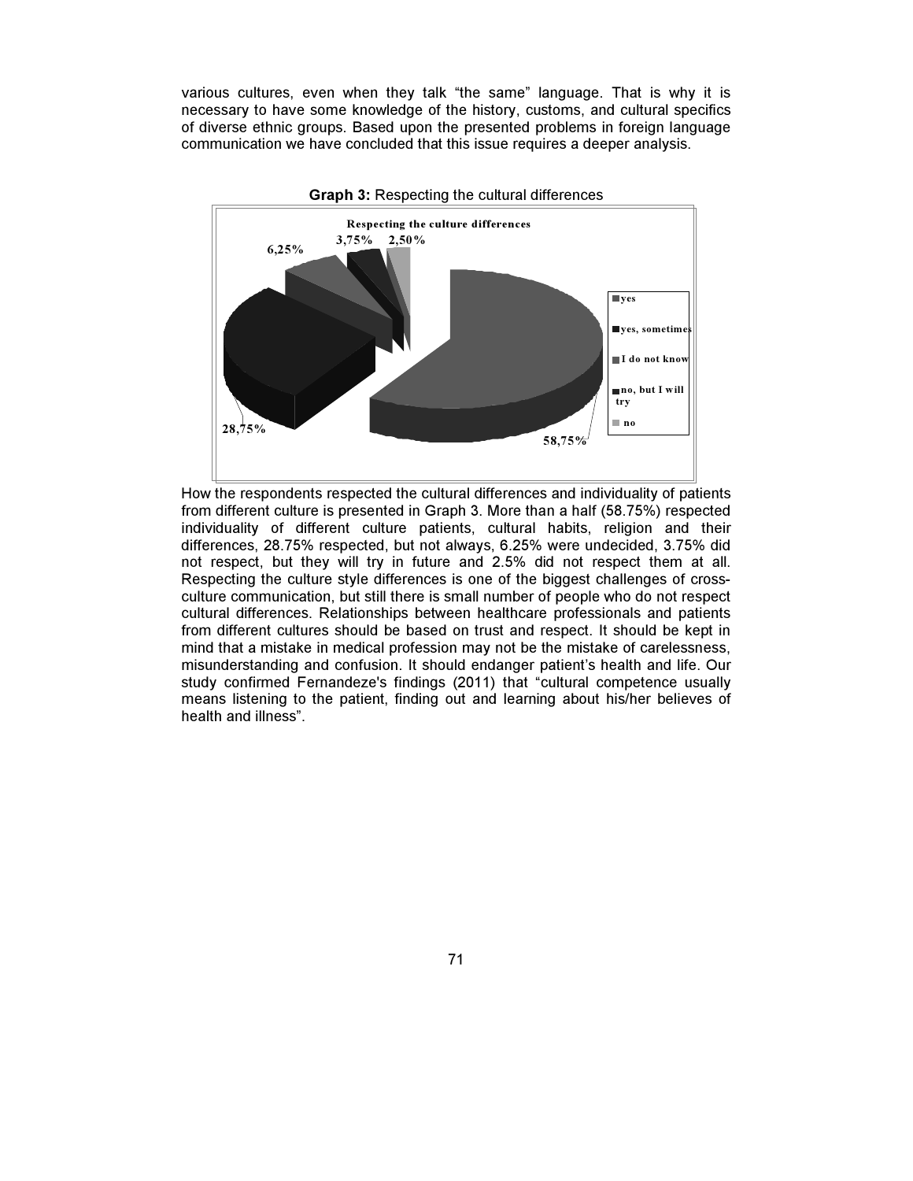various cultures, even when they talk "the same" language. That is why it is necessary to have some knowledge of the history, customs, and cultural specifics of diverse ethnic groups. Based upon the presented problems in foreign language communication we have concluded that this issue requires a deeper analysis.

**Graph 3:** Respecting the cultural differences

Respecting the culture differences

6,25%
3,75%
2,50%
28,75%
58,75%

yes
yes, sometimes
I do not know
no, but I will try
no

How the respondents respected the cultural differences and individuality of patients from different culture is presented in Graph 3. More than a half (58.75%) respected individuality of different culture patients, cultural habits, religion and their differences, 28.75% respected, but not always, 6.25% were undecided, 3.75% did not respect, but they will try in future and 2.5% did not respect them at all. Respecting the culture style differences is one of the biggest challenges of cross-culture communication, but still there is small number of people who do not respect cultural differences. Relationships between healthcare professionals and patients from different cultures should be based on trust and respect. It should be kept in mind that a mistake in medical profession may not be the mistake of carelessness, misunderstanding and confusion. It should endanger patient's health and life. Our study confirmed Fernandeze's findings (2011) that "cultural competence usually means listening to the patient, finding out and learning about his/her believes of health and illness".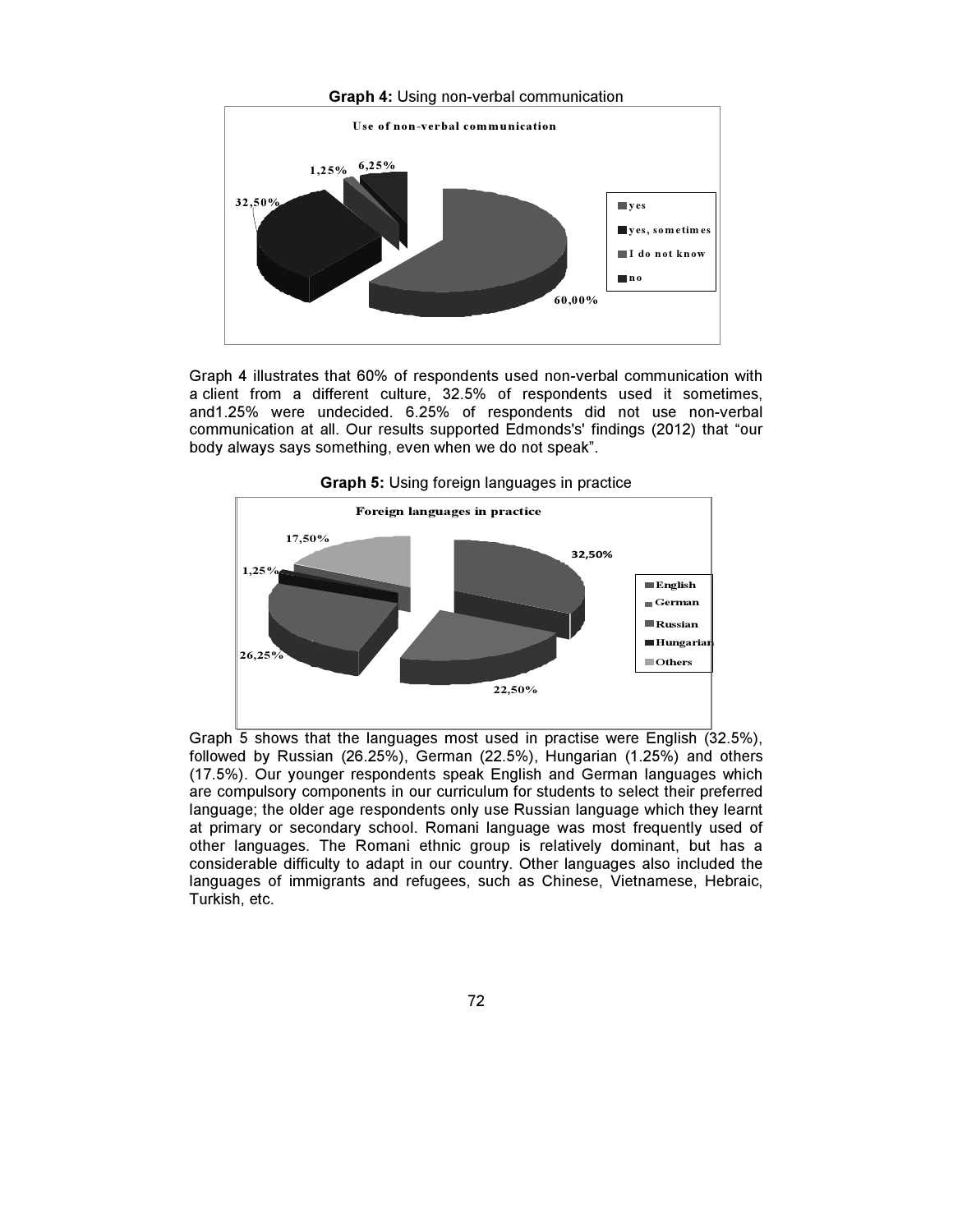**Graph 4:** Using non-verbal communication

Use of non-verbal communication

1,25%
6,25%
32,50%
60,00%

yes
yes, sometimes
I do not know
no

Graph 4 illustrates that 60% of respondents used non-verbal communication with a client from a different culture, 32.5% of respondents used it sometimes, and1.25% were undecided. 6.25% of respondents did not use non-verbal communication at all. Our results supported Edmonds's' findings (2012) that "our body always says something, even when we do not speak".

**Graph 5:** Using foreign languages in practice

Foreign languages in practice

17,50%
32,50%
1,25%
26,25%
22,50%

English
German
Russian
Hungarian
Others

Graph 5 shows that the languages most used in practise were English (32.5%), followed by Russian (26.25%), German (22.5%), Hungarian (1.25%) and others (17.5%). Our younger respondents speak English and German languages which are compulsory components in our curriculum for students to select their preferred language; the older age respondents only use Russian language which they learnt at primary or secondary school. Romani language was most frequently used of other languages. The Romani ethnic group is relatively dominant, but has a considerable difficulty to adapt in our country. Other languages also included the languages of immigrants and refugees, such as Chinese, Vietnamese, Hebraic, Turkish, etc.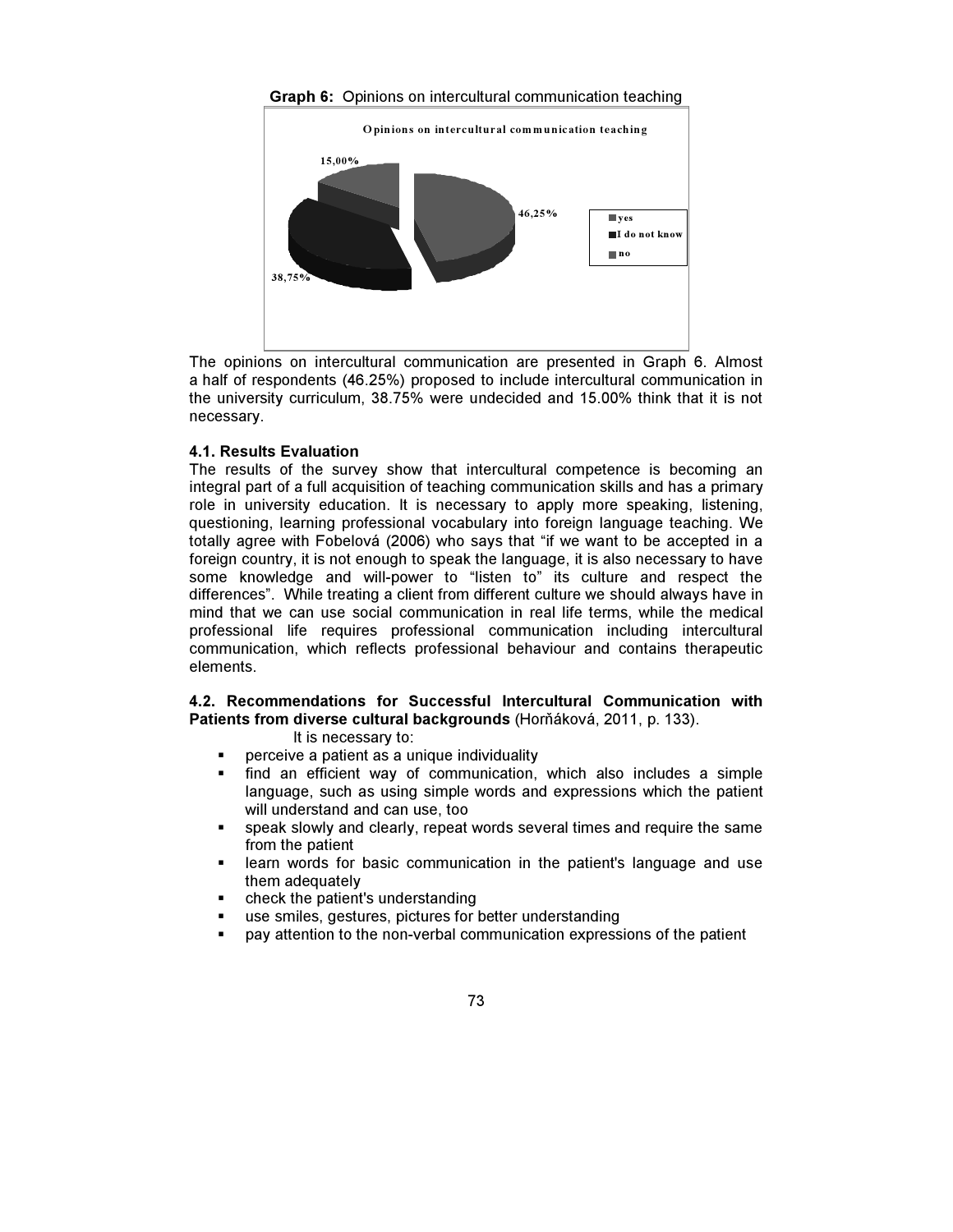**Graph 6:** Opinions on intercultural communication teaching

Opinions on intercultural communication teaching

15,00%

46,25%

38,75%

yes

I do not know

no

The opinions on intercultural communication are presented in Graph 6. Almost a half of respondents (46.25%) proposed to include intercultural communication in the university curriculum, 38.75% were undecided and 15.00% think that it is not necessary.

### 4.1. Results Evaluation

The results of the survey show that intercultural competence is becoming an integral part of a full acquisition of teaching communication skills and has a primary role in university education. It is necessary to apply more speaking, listening, questioning, learning professional vocabulary into foreign language teaching. We totally agree with Fobelová (2006) who says that "if we want to be accepted in a foreign country, it is not enough to speak the language, it is also necessary to have some knowledge and will-power to "listen to" its culture and respect the differences". While treating a client from different culture we should always have in mind that we can use social communication in real life terms, while the medical professional life requires professional communication including intercultural communication, which reflects professional behaviour and contains therapeutic elements.

### 4.2. Recommendations for Successful Intercultural Communication with Patients from diverse cultural backgrounds (Horňáková, 2011, p. 133).

It is necessary to:

- perceive a patient as a unique individuality
- find an efficient way of communication, which also includes a simple language, such as using simple words and expressions which the patient will understand and can use, too
- speak slowly and clearly, repeat words several times and require the same from the patient
- learn words for basic communication in the patient's language and use them adequately
- check the patient's understanding
- use smiles, gestures, pictures for better understanding
- pay attention to the non-verbal communication expressions of the patient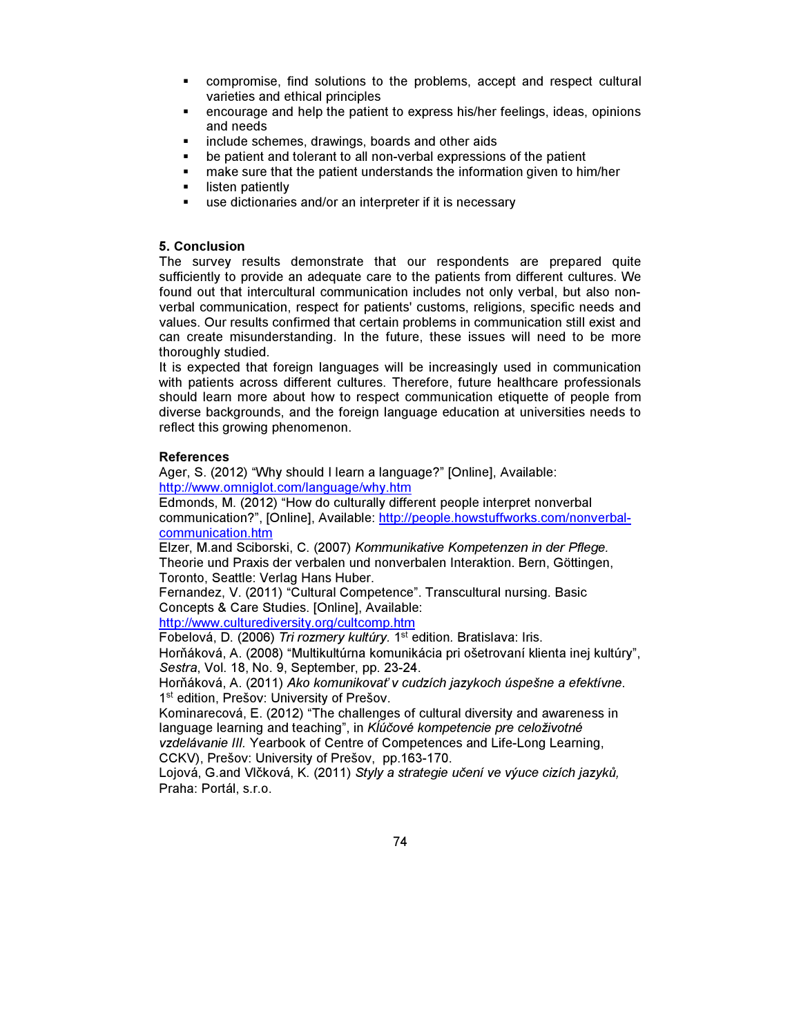- compromise, find solutions to the problems, accept and respect cultural varieties and ethical principles
- encourage and help the patient to express his/her feelings, ideas, opinions and needs
- include schemes, drawings, boards and other aids
- be patient and tolerant to all non-verbal expressions of the patient
- make sure that the patient understands the information given to him/her
- listen patiently
- use dictionaries and/or an interpreter if it is necessary

## 5. Conclusion

The survey results demonstrate that our respondents are prepared quite sufficiently to provide an adequate care to the patients from different cultures. We found out that intercultural communication includes not only verbal, but also non-verbal communication, respect for patients' customs, religions, specific needs and values. Our results confirmed that certain problems in communication still exist and can create misunderstanding. In the future, these issues will need to be more thoroughly studied.

It is expected that foreign languages will be increasingly used in communication with patients across different cultures. Therefore, future healthcare professionals should learn more about how to respect communication etiquette of people from diverse backgrounds, and the foreign language education at universities needs to reflect this growing phenomenon.

## References

Ager, S. (2012) "Why should I learn a language?" [Online], Available: http://www.omniglot.com/language/why.htm

Edmonds, M. (2012) "How do culturally different people interpret nonverbal communication?", [Online], Available: http://people.howstuffworks.com/nonverbal-communication.htm

Elzer, M.and Sciborski, C. (2007) *Kommunikative Kompetenzen in der Pflege.* Theorie und Praxis der verbalen und nonverbalen Interaktion. Bern, Göttingen, Toronto, Seattle: Verlag Hans Huber.

Fernandez, V. (2011) "Cultural Competence". Transcultural nursing. Basic Concepts & Care Studies. [Online], Available: http://www.culturediversity.org/cultcomp.htm

Fobelová, D. (2006) *Tri rozmery kultúry.* 1st edition. Bratislava: Iris.

Horňáková, A. (2008) "Multikultúrna komunikácia pri ošetrovaní klienta inej kultúry", *Sestra*, Vol. 18, No. 9, September, pp. 23-24.

Horňáková, A. (2011) *Ako komunikovať v cudzích jazykoch úspešne a efektívne.* 1st edition, Prešov: University of Prešov.

Kominarecová, E. (2012) "The challenges of cultural diversity and awareness in language learning and teaching", in *Kľúčové kompetencie pre celoživotné vzdelávanie III.* Yearbook of Centre of Competences and Life-Long Learning, CCKV), Prešov: University of Prešov, pp.163-170.

Lojová, G.and Vlčková, K. (2011) *Styly a strategie učení ve výuce cizích jazyků,* Praha: Portál, s.r.o.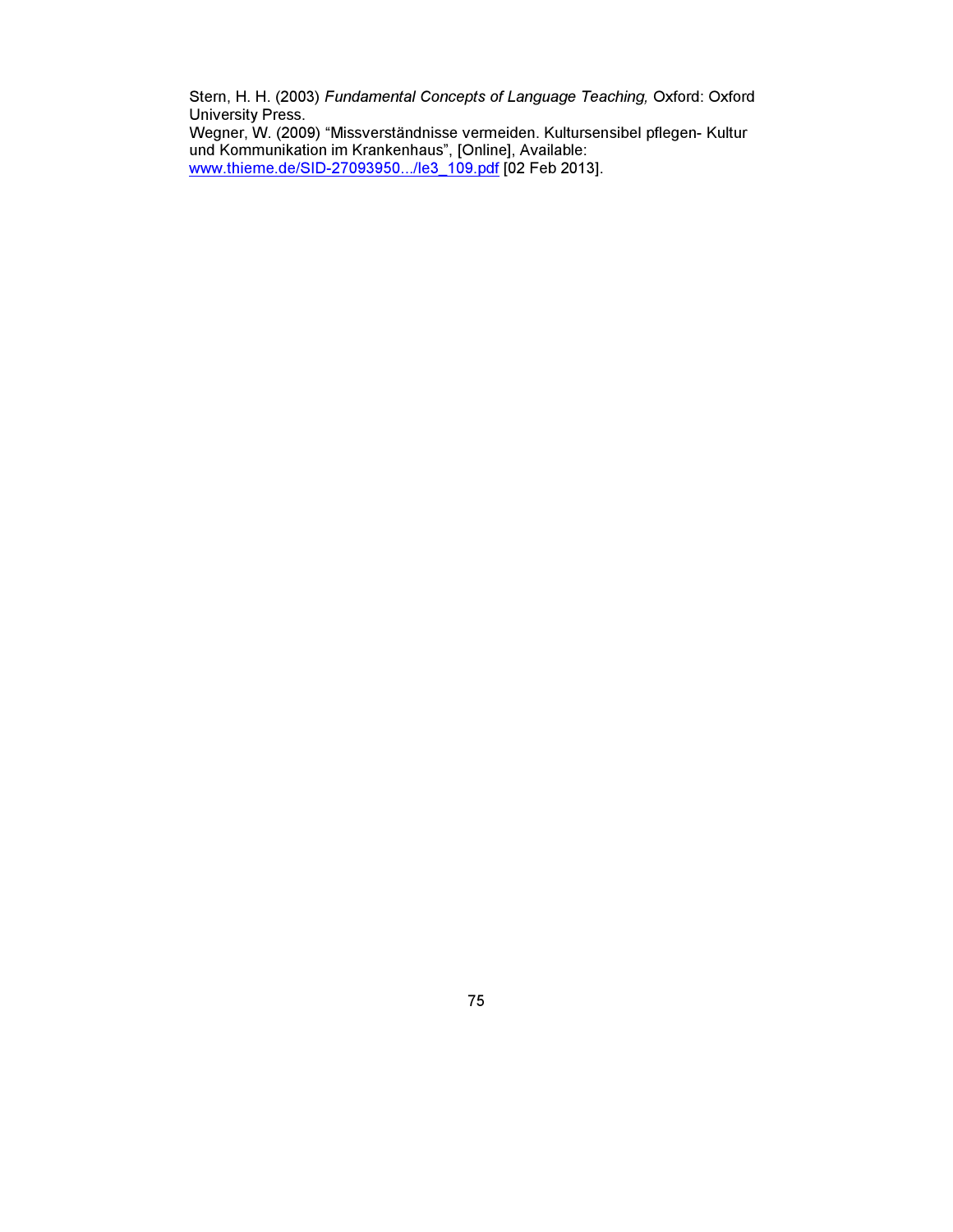Stern, H. H. (2003) *Fundamental Concepts of Language Teaching,* Oxford: Oxford University Press.

Wegner, W. (2009) “Missverständnisse vermeiden. Kultursensibel pflegen- Kultur und Kommunikation im Krankenhaus”, [Online], Available: [www.thieme.de/SID-27093950.../le3_109.pdf](www.thieme.de/SID-27093950.../le3_109.pdf) [02 Feb 2013].